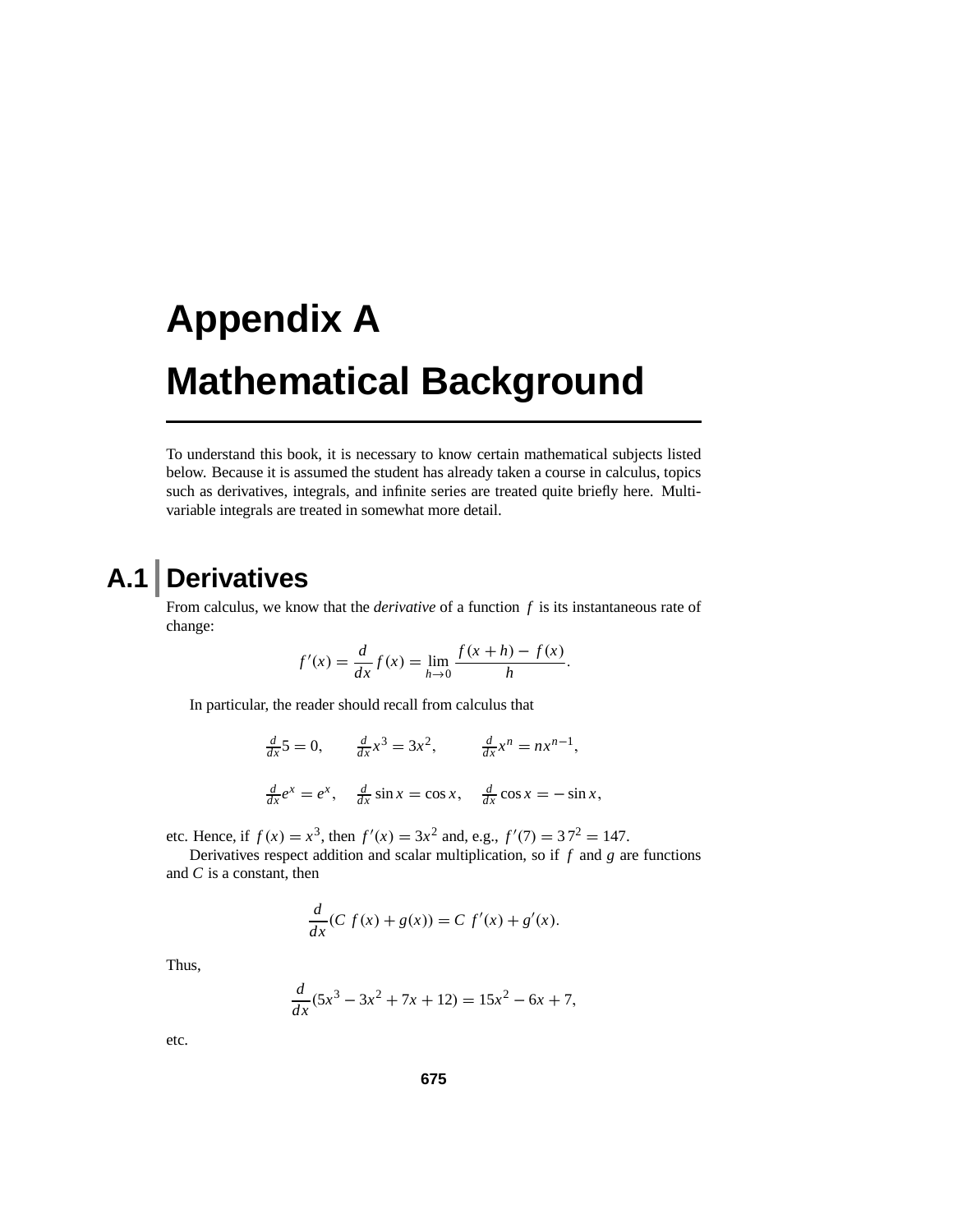# Appendix A

# Mathematical Background

To understand this book, it is necessary to know certain mathematical subjects listed below. Because it is assumed the student has already taken a course in calculus, topics such as derivatives, integrals, and infinite series are treated quite briefly here. Multi-variable integrals are treated in somewhat more detail.

## A.1 Derivatives

From calculus, we know that the *derivative* of a function $f$ is its instantaneous rate of change:

$$f'(x) = \frac{d}{dx} f(x) = \lim_{h \to 0} \frac{f(x+h) - f(x)}{h}.$$

In particular, the reader should recall from calculus that

$$\tfrac{d}{dx}5 = 0, \qquad \tfrac{d}{dx}x^3 = 3x^2, \qquad \tfrac{d}{dx}x^n = nx^{n-1},$$

$$\tfrac{d}{dx}e^x = e^x, \quad \tfrac{d}{dx}\sin x = \cos x, \quad \tfrac{d}{dx}\cos x = -\sin x,$$

etc. Hence, if $f(x) = x^3$, then $f'(x) = 3x^2$ and, e.g., $f'(7) = 3\,7^2 = 147$.

Derivatives respect addition and scalar multiplication, so if $f$ and $g$ are functions and $C$ is a constant, then

$$\frac{d}{dx}(C\ f(x) + g(x)) = C\ f'(x) + g'(x).$$

Thus,

$$\frac{d}{dx}(5x^3 - 3x^2 + 7x + 12) = 15x^2 - 6x + 7,$$

etc.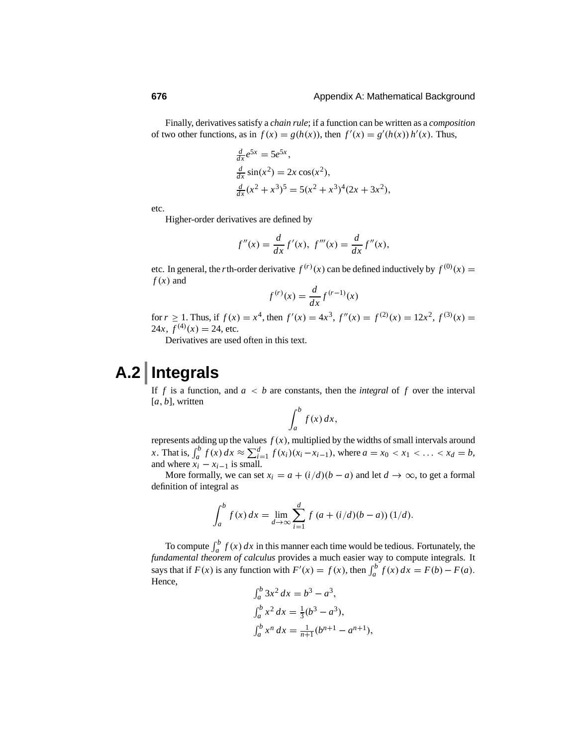Finally, derivatives satisfy a *chain rule*; if a function can be written as a *composition* of two other functions, as in $f(x) = g(h(x))$, then $f'(x) = g'(h(x))\,h'(x)$. Thus,

$$\frac{d}{dx} e^{5x} = 5e^{5x},$$
$$\frac{d}{dx} \sin(x^2) = 2x\cos(x^2),$$
$$\frac{d}{dx} (x^2 + x^3)^5 = 5(x^2 + x^3)^4 (2x + 3x^2),$$

etc.

Higher-order derivatives are defined by

$$f''(x) = \frac{d}{dx} f'(x), \;\; f'''(x) = \frac{d}{dx} f''(x),$$

etc. In general, the $r$th-order derivative $f^{(r)}(x)$ can be defined inductively by $f^{(0)}(x) = f(x)$ and

$$f^{(r)}(x) = \frac{d}{dx} f^{(r-1)}(x)$$

for $r \geq 1$. Thus, if $f(x) = x^4$, then $f'(x) = 4x^3$, $f''(x) = f^{(2)}(x) = 12x^2$, $f^{(3)}(x) = 24x$, $f^{(4)}(x) = 24$, etc.

Derivatives are used often in this text.

## A.2 Integrals

If $f$ is a function, and $a < b$ are constants, then the *integral* of $f$ over the interval $[a, b]$, written

$$\int_a^b f(x)\,dx,$$

represents adding up the values $f(x)$, multiplied by the widths of small intervals around $x$. That is, $\int_a^b f(x)\,dx \approx \sum_{i=1}^d f(x_i)(x_i - x_{i-1})$, where $a = x_0 < x_1 < \ldots < x_d = b$, and where $x_i - x_{i-1}$ is small.

More formally, we can set $x_i = a + (i/d)(b - a)$ and let $d \to \infty$, to get a formal definition of integral as

$$\int_a^b f(x)\,dx = \lim_{d \to \infty} \sum_{i=1}^d f\left(a + (i/d)(b - a)\right)(1/d).$$

To compute $\int_a^b f(x)\,dx$ in this manner each time would be tedious. Fortunately, the *fundamental theorem of calculus* provides a much easier way to compute integrals. It says that if $F(x)$ is any function with $F'(x) = f(x)$, then $\int_a^b f(x)\,dx = F(b) - F(a)$. Hence,

$$\int_a^b 3x^2\,dx = b^3 - a^3,$$
$$\int_a^b x^2\,dx = \frac{1}{3}(b^3 - a^3),$$
$$\int_a^b x^n\,dx = \frac{1}{n+1}(b^{n+1} - a^{n+1}),$$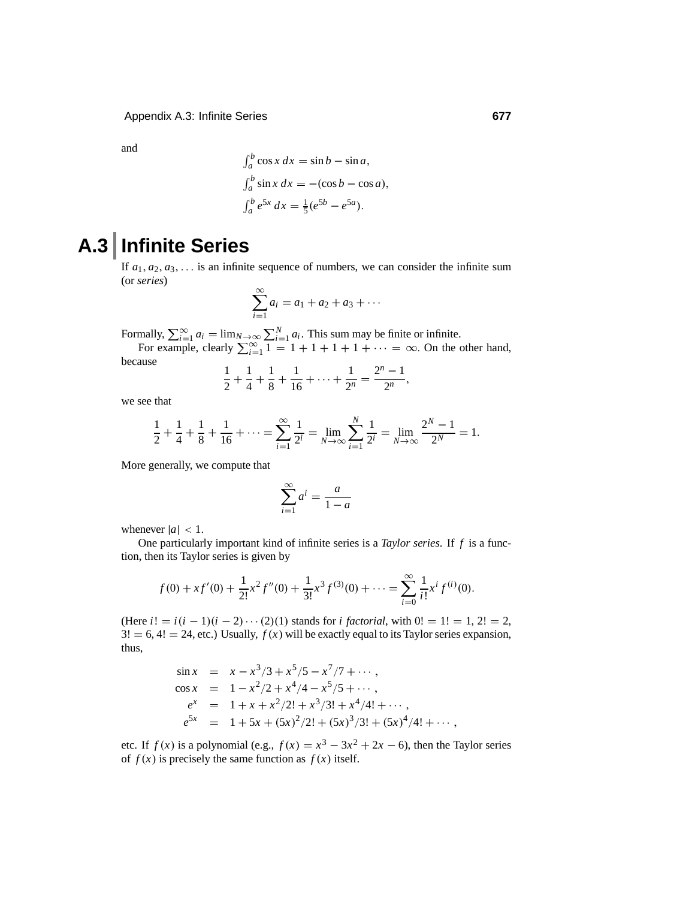and

$$\int_a^b \cos x \, dx = \sin b - \sin a,$$
$$\int_a^b \sin x \, dx = -(\cos b - \cos a),$$
$$\int_a^b e^{5x} \, dx = \tfrac{1}{5}(e^{5b} - e^{5a}).$$

# A.3 Infinite Series

If $a_1, a_2, a_3, \ldots$ is an infinite sequence of numbers, we can consider the infinite sum (or *series*)

$$\sum_{i=1}^{\infty} a_i = a_1 + a_2 + a_3 + \cdots$$

Formally, $\sum_{i=1}^{\infty} a_i = \lim_{N \to \infty} \sum_{i=1}^{N} a_i$. This sum may be finite or infinite.

For example, clearly $\sum_{i=1}^{\infty} 1 = 1 + 1 + 1 + 1 + \cdots = \infty$. On the other hand, because

$$\frac{1}{2} + \frac{1}{4} + \frac{1}{8} + \frac{1}{16} + \cdots + \frac{1}{2^n} = \frac{2^n - 1}{2^n},$$

we see that

$$\frac{1}{2} + \frac{1}{4} + \frac{1}{8} + \frac{1}{16} + \cdots = \sum_{i=1}^{\infty} \frac{1}{2^i} = \lim_{N \to \infty} \sum_{i=1}^{N} \frac{1}{2^i} = \lim_{N \to \infty} \frac{2^N - 1}{2^N} = 1.$$

More generally, we compute that

$$\sum_{i=1}^{\infty} a^i = \frac{a}{1-a}$$

whenever $|a| < 1$.

One particularly important kind of infinite series is a *Taylor series*. If $f$ is a function, then its Taylor series is given by

$$f(0) + x f'(0) + \frac{1}{2!} x^2 f''(0) + \frac{1}{3!} x^3 f^{(3)}(0) + \cdots = \sum_{i=0}^{\infty} \frac{1}{i!} x^i f^{(i)}(0).$$

(Here $i! = i(i-1)(i-2)\cdots(2)(1)$ stands for *i factorial*, with $0! = 1! = 1$, $2! = 2$, $3! = 6$, $4! = 24$, etc.) Usually, $f(x)$ will be exactly equal to its Taylor series expansion, thus,

$$\begin{aligned}
\sin x &= x - x^3/3 + x^5/5 - x^7/7 + \cdots, \\
\cos x &= 1 - x^2/2 + x^4/4 - x^5/5 + \cdots, \\
e^x &= 1 + x + x^2/2! + x^3/3! + x^4/4! + \cdots, \\
e^{5x} &= 1 + 5x + (5x)^2/2! + (5x)^3/3! + (5x)^4/4! + \cdots,
\end{aligned}$$

etc. If $f(x)$ is a polynomial (e.g., $f(x) = x^3 - 3x^2 + 2x - 6$), then the Taylor series of $f(x)$ is precisely the same function as $f(x)$ itself.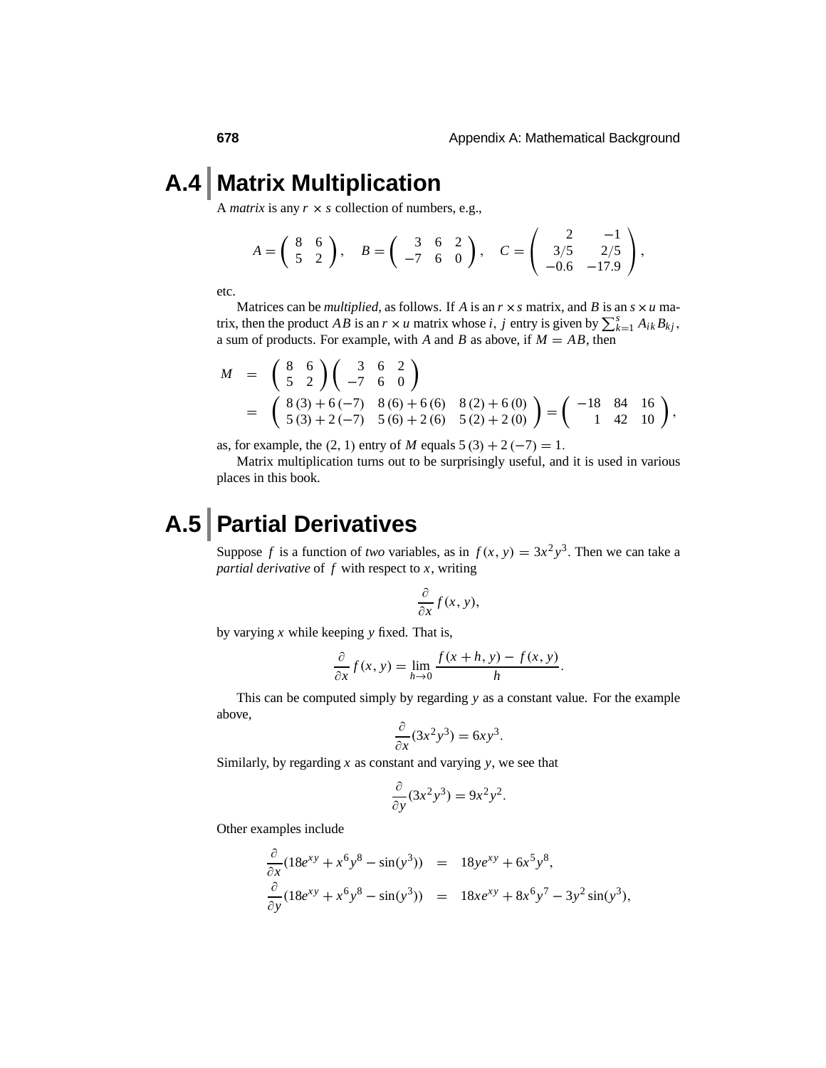## A.4 Matrix Multiplication

A *matrix* is any $r \times s$ collection of numbers, e.g.,

$$A = \begin{pmatrix} 8 & 6 \\ 5 & 2 \end{pmatrix}, \quad B = \begin{pmatrix} 3 & 6 & 2 \\ -7 & 6 & 0 \end{pmatrix}, \quad C = \begin{pmatrix} 2 & -1 \\ 3/5 & 2/5 \\ -0.6 & -17.9 \end{pmatrix},$$

etc.

Matrices can be *multiplied*, as follows. If $A$ is an $r \times s$ matrix, and $B$ is an $s \times u$ matrix, then the product $AB$ is an $r \times u$ matrix whose $i, j$ entry is given by $\sum_{k=1}^{s} A_{ik} B_{kj}$, a sum of products. For example, with $A$ and $B$ as above, if $M = AB$, then

$$\begin{aligned} M &= \begin{pmatrix} 8 & 6 \\ 5 & 2 \end{pmatrix} \begin{pmatrix} 3 & 6 & 2 \\ -7 & 6 & 0 \end{pmatrix} \\ &= \begin{pmatrix} 8\,(3) + 6\,(-7) & 8\,(6) + 6\,(6) & 8\,(2) + 6\,(0) \\ 5\,(3) + 2\,(-7) & 5\,(6) + 2\,(6) & 5\,(2) + 2\,(0) \end{pmatrix} = \begin{pmatrix} -18 & 84 & 16 \\ 1 & 42 & 10 \end{pmatrix}, \end{aligned}$$

as, for example, the $(2, 1)$ entry of $M$ equals $5\,(3) + 2\,(-7) = 1$.

Matrix multiplication turns out to be surprisingly useful, and it is used in various places in this book.

## A.5 Partial Derivatives

Suppose $f$ is a function of *two* variables, as in $f(x, y) = 3x^2y^3$. Then we can take a *partial derivative* of $f$ with respect to $x$, writing

$$\frac{\partial}{\partial x} f(x, y),$$

by varying $x$ while keeping $y$ fixed. That is,

$$\frac{\partial}{\partial x} f(x, y) = \lim_{h \to 0} \frac{f(x + h, y) - f(x, y)}{h}.$$

This can be computed simply by regarding $y$ as a constant value. For the example above,

$$\frac{\partial}{\partial x}(3x^2y^3) = 6xy^3.$$

Similarly, by regarding $x$ as constant and varying $y$, we see that

$$\frac{\partial}{\partial y}(3x^2y^3) = 9x^2y^2.$$

Other examples include

$$\begin{aligned} \frac{\partial}{\partial x}(18e^{xy} + x^6y^8 - \sin(y^3)) &= 18ye^{xy} + 6x^5y^8, \\ \frac{\partial}{\partial y}(18e^{xy} + x^6y^8 - \sin(y^3)) &= 18xe^{xy} + 8x^6y^7 - 3y^2\sin(y^3), \end{aligned}$$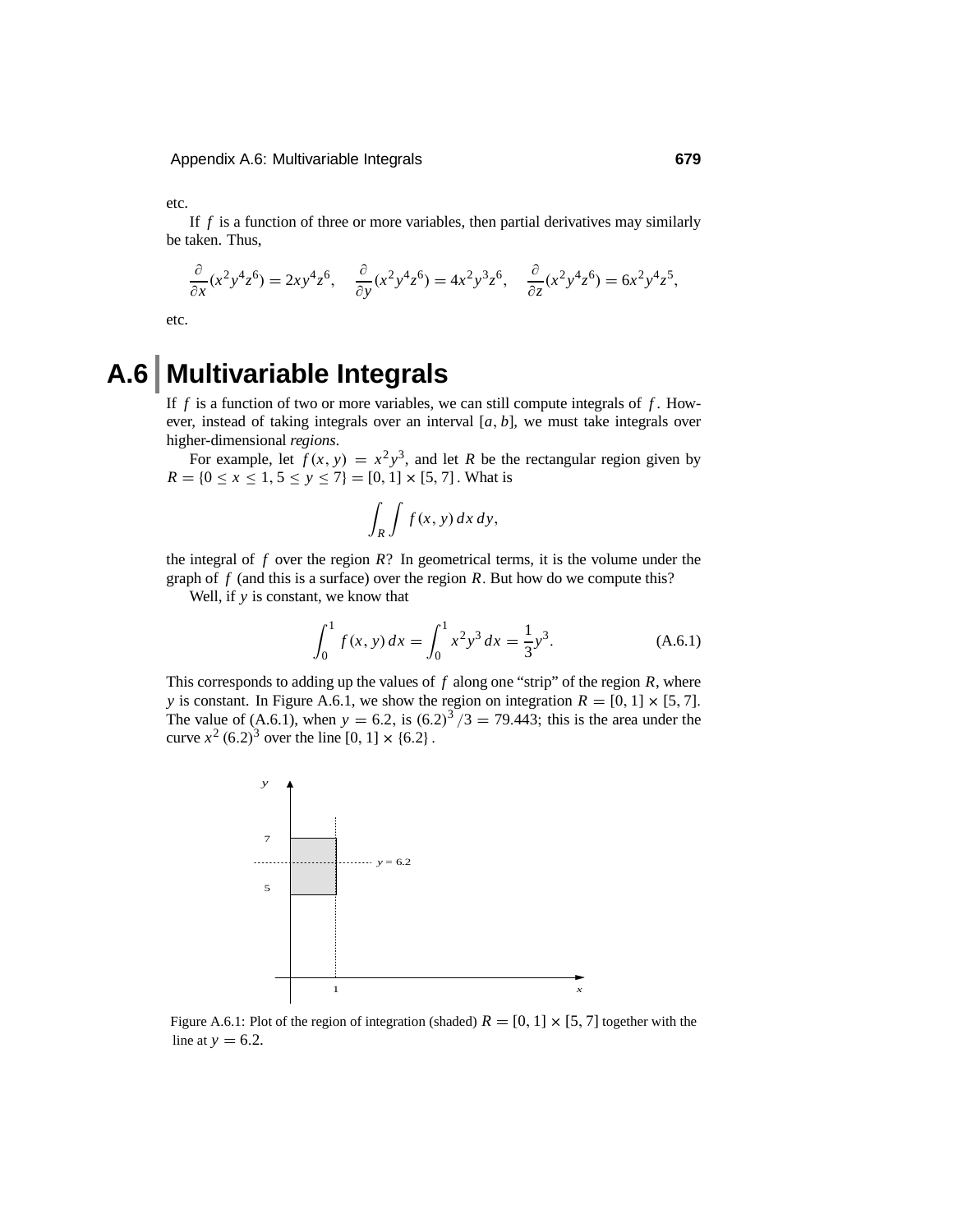etc.

If $f$ is a function of three or more variables, then partial derivatives may similarly be taken. Thus,

$$\frac{\partial}{\partial x}(x^2y^4z^6) = 2xy^4z^6, \quad \frac{\partial}{\partial y}(x^2y^4z^6) = 4x^2y^3z^6, \quad \frac{\partial}{\partial z}(x^2y^4z^6) = 6x^2y^4z^5,$$

etc.

# A.6 Multivariable Integrals

If $f$ is a function of two or more variables, we can still compute integrals of $f$. However, instead of taking integrals over an interval $[a, b]$, we must take integrals over higher-dimensional *regions*.

For example, let $f(x, y) = x^2y^3$, and let $R$ be the rectangular region given by $R = \{0 \le x \le 1, 5 \le y \le 7\} = [0, 1] \times [5, 7]$. What is

$$\int_R \int f(x, y)\, dx\, dy,$$

the integral of $f$ over the region $R$? In geometrical terms, it is the volume under the graph of $f$ (and this is a surface) over the region $R$. But how do we compute this?

Well, if $y$ is constant, we know that

$$\int_0^1 f(x, y)\, dx = \int_0^1 x^2y^3\, dx = \frac{1}{3}y^3. \tag{A.6.1}$$

This corresponds to adding up the values of $f$ along one "strip" of the region $R$, where $y$ is constant. In Figure A.6.1, we show the region on integration $R = [0, 1] \times [5, 7]$. The value of (A.6.1), when $y = 6.2$, is $(6.2)^3/3 = 79.443$; this is the area under the curve $x^2(6.2)^3$ over the line $[0, 1] \times \{6.2\}$.

Figure A.6.1: Plot of the region of integration (shaded) $R = [0, 1] \times [5, 7]$ together with the line at $y = 6.2$.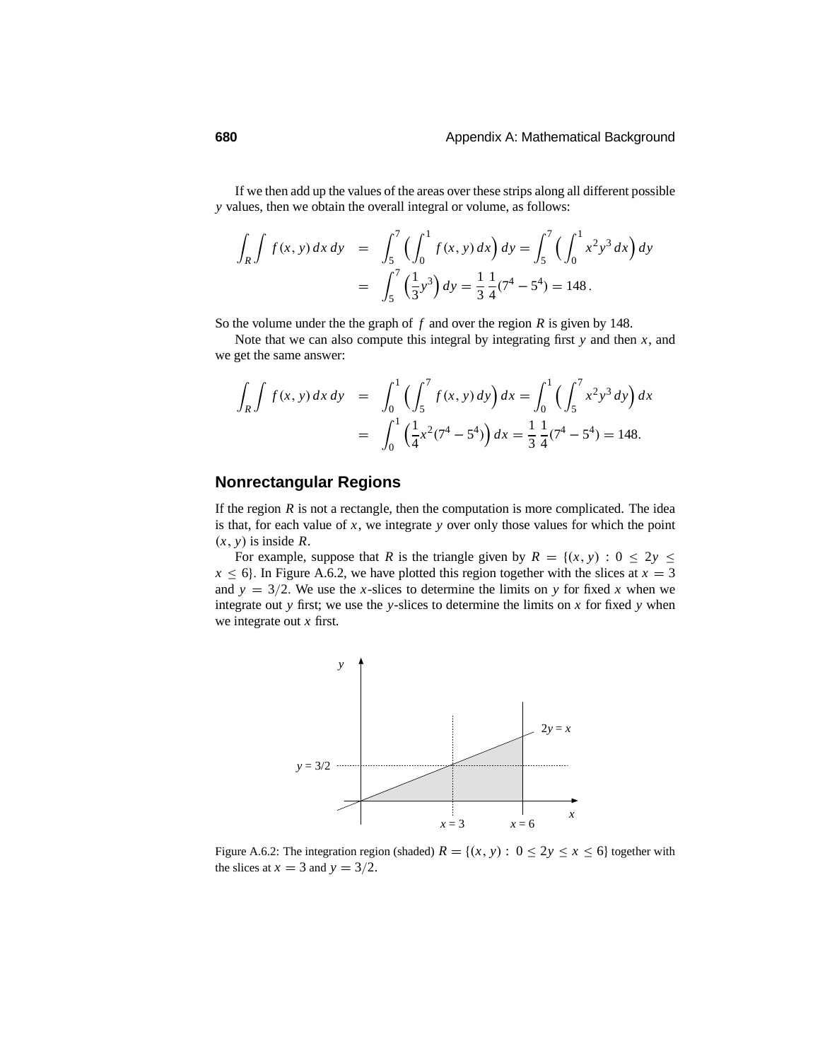If we then add up the values of the areas over these strips along all different possible $y$ values, then we obtain the overall integral or volume, as follows:

$$
\begin{aligned}
\int_R\int f(x,y)\,dx\,dy &= \int_5^7 \left(\int_0^1 f(x,y)\,dx\right) dy = \int_5^7 \left(\int_0^1 x^2 y^3\,dx\right) dy \\
&= \int_5^7 \left(\frac{1}{3}y^3\right) dy = \frac{1}{3}\,\frac{1}{4}(7^4 - 5^4) = 148\,.
\end{aligned}
$$

So the volume under the the graph of $f$ and over the region $R$ is given by 148.

Note that we can also compute this integral by integrating first $y$ and then $x$, and we get the same answer:

$$
\begin{aligned}
\int_R\int f(x,y)\,dx\,dy &= \int_0^1 \left(\int_5^7 f(x,y)\,dy\right) dx = \int_0^1 \left(\int_5^7 x^2 y^3\,dy\right) dx \\
&= \int_0^1 \left(\frac{1}{4}x^2(7^4 - 5^4)\right) dx = \frac{1}{3}\,\frac{1}{4}(7^4 - 5^4) = 148.
\end{aligned}
$$

## Nonrectangular Regions

If the region $R$ is not a rectangle, then the computation is more complicated. The idea is that, for each value of $x$, we integrate $y$ over only those values for which the point $(x, y)$ is inside $R$.

For example, suppose that $R$ is the triangle given by $R = \{(x, y) : 0 \le 2y \le x \le 6\}$. In Figure A.6.2, we have plotted this region together with the slices at $x = 3$ and $y = 3/2$. We use the $x$-slices to determine the limits on $y$ for fixed $x$ when we integrate out $y$ first; we use the $y$-slices to determine the limits on $x$ for fixed $y$ when we integrate out $x$ first.

Figure A.6.2: The integration region (shaded) $R = \{(x, y) : 0 \le 2y \le x \le 6\}$ together with the slices at $x = 3$ and $y = 3/2$.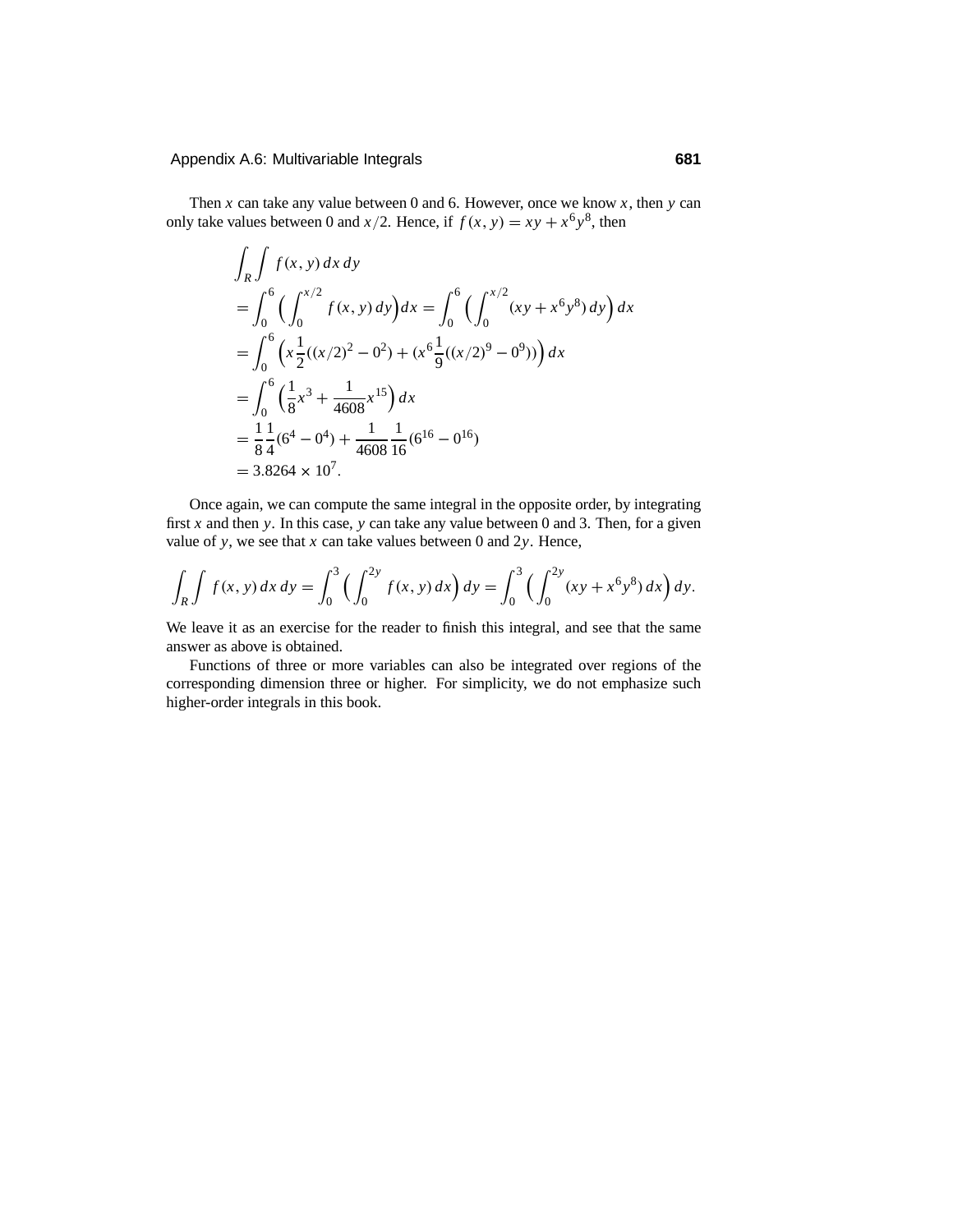Then $x$ can take any value between 0 and 6. However, once we know $x$, then $y$ can only take values between 0 and $x/2$. Hence, if $f(x, y) = xy + x^6 y^8$, then

$$
\begin{aligned}
&\int_R \int f(x, y)\, dx\, dy \\
&= \int_0^6 \Big( \int_0^{x/2} f(x, y)\, dy \Big) dx = \int_0^6 \Big( \int_0^{x/2} (xy + x^6 y^8)\, dy \Big)\, dx \\
&= \int_0^6 \Big( x \frac{1}{2}((x/2)^2 - 0^2) + (x^6 \frac{1}{9}((x/2)^9 - 0^9)) \Big)\, dx \\
&= \int_0^6 \Big( \frac{1}{8} x^3 + \frac{1}{4608} x^{15} \Big)\, dx \\
&= \frac{1}{8} \frac{1}{4} (6^4 - 0^4) + \frac{1}{4608} \frac{1}{16} (6^{16} - 0^{16}) \\
&= 3.8264 \times 10^7.
\end{aligned}
$$

Once again, we can compute the same integral in the opposite order, by integrating first $x$ and then $y$. In this case, $y$ can take any value between 0 and 3. Then, for a given value of $y$, we see that $x$ can take values between 0 and $2y$. Hence,

$$
\int_R \int f(x, y)\, dx\, dy = \int_0^3 \Big( \int_0^{2y} f(x, y)\, dx \Big)\, dy = \int_0^3 \Big( \int_0^{2y} (xy + x^6 y^8)\, dx \Big)\, dy.
$$

We leave it as an exercise for the reader to finish this integral, and see that the same answer as above is obtained.

Functions of three or more variables can also be integrated over regions of the corresponding dimension three or higher. For simplicity, we do not emphasize such higher-order integrals in this book.